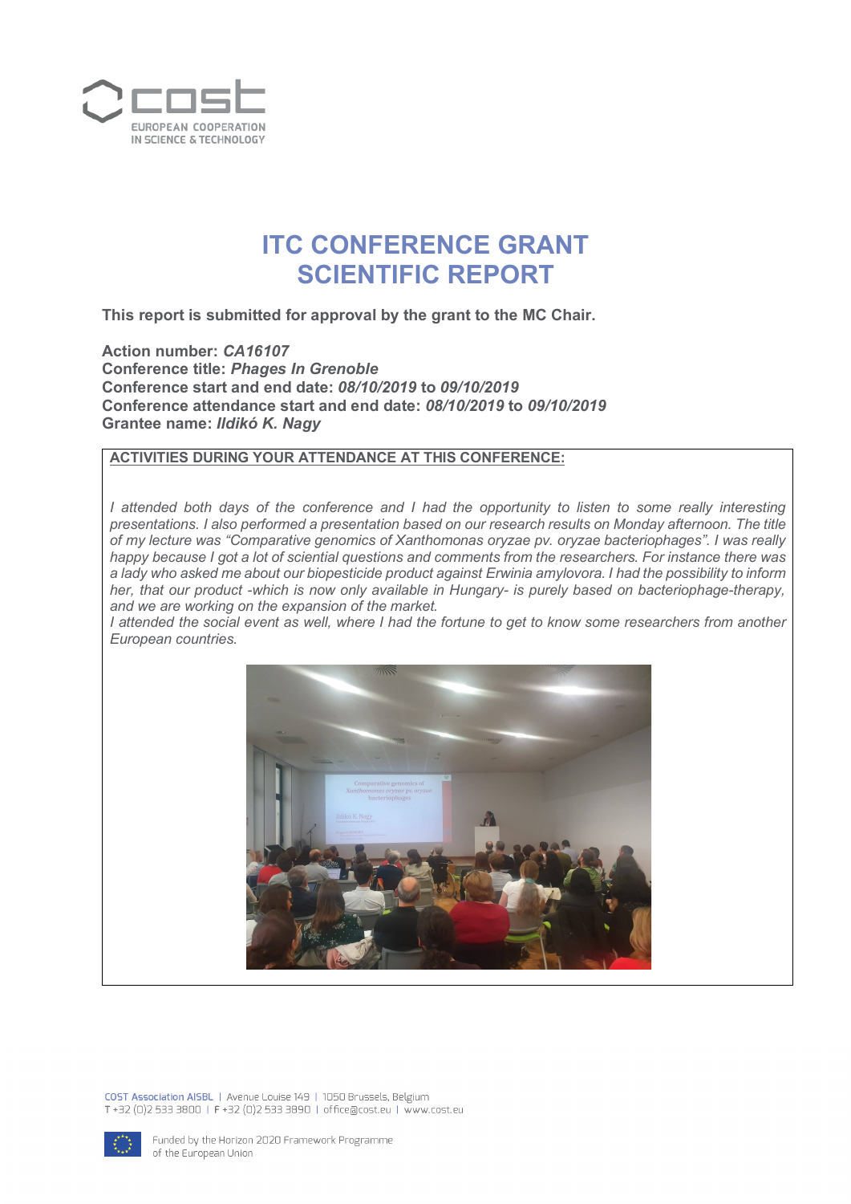# ITC CONFERENCE GRANT SCIENTIFIC REPORT

**This report is submitted for approval by the grant to the MC Chair.**

**Action number:** ***CA16107***
**Conference title:** ***Phages In Grenoble***
**Conference start and end date:** ***08/10/2019*** **to** ***09/10/2019***
**Conference attendance start and end date:** ***08/10/2019*** **to** ***09/10/2019***
**Grantee name:** ***Ildikó K. Nagy***

**ACTIVITIES DURING YOUR ATTENDANCE AT THIS CONFERENCE:**

*I attended both days of the conference and I had the opportunity to listen to some really interesting presentations. I also performed a presentation based on our research results on Monday afternoon. The title of my lecture was "Comparative genomics of Xanthomonas oryzae pv. oryzae bacteriophages". I was really happy because I got a lot of sciential questions and comments from the researchers. For instance there was a lady who asked me about our biopesticide product against Erwinia amylovora. I had the possibility to inform her, that our product -which is now only available in Hungary- is purely based on bacteriophage-therapy, and we are working on the expansion of the market.*

*I attended the social event as well, where I had the fortune to get to know some researchers from another European countries.*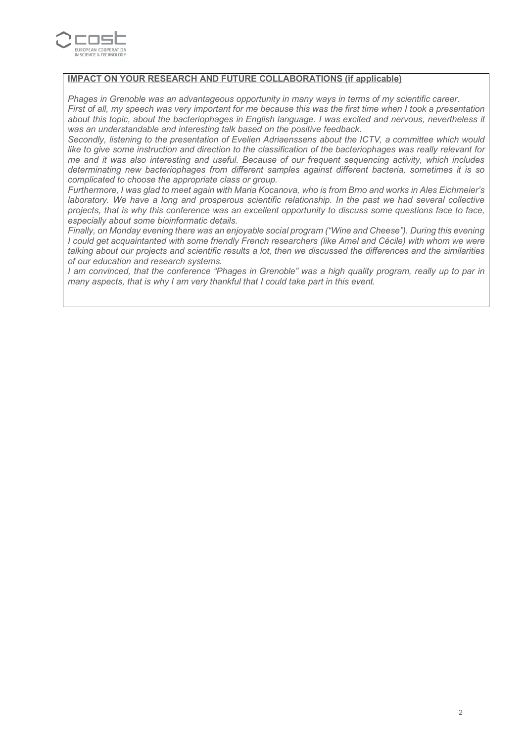**IMPACT ON YOUR RESEARCH AND FUTURE COLLABORATIONS (if applicable)**

*Phages in Grenoble was an advantageous opportunity in many ways in terms of my scientific career.*
*First of all, my speech was very important for me because this was the first time when I took a presentation about this topic, about the bacteriophages in English language. I was excited and nervous, nevertheless it was an understandable and interesting talk based on the positive feedback.*
*Secondly, listening to the presentation of Evelien Adriaenssens about the ICTV, a committee which would like to give some instruction and direction to the classification of the bacteriophages was really relevant for me and it was also interesting and useful. Because of our frequent sequencing activity, which includes determinating new bacteriophages from different samples against different bacteria, sometimes it is so complicated to choose the appropriate class or group.*
*Furthermore, I was glad to meet again with Maria Kocanova, who is from Brno and works in Ales Eichmeier's laboratory. We have a long and prosperous scientific relationship. In the past we had several collective projects, that is why this conference was an excellent opportunity to discuss some questions face to face, especially about some bioinformatic details.*
*Finally, on Monday evening there was an enjoyable social program ("Wine and Cheese"). During this evening I could get acquaintanted with some friendly French researchers (like Amel and Cécile) with whom we were talking about our projects and scientific results a lot, then we discussed the differences and the similarities of our education and research systems.*
*I am convinced, that the conference "Phages in Grenoble" was a high quality program, really up to par in many aspects, that is why I am very thankful that I could take part in this event.*